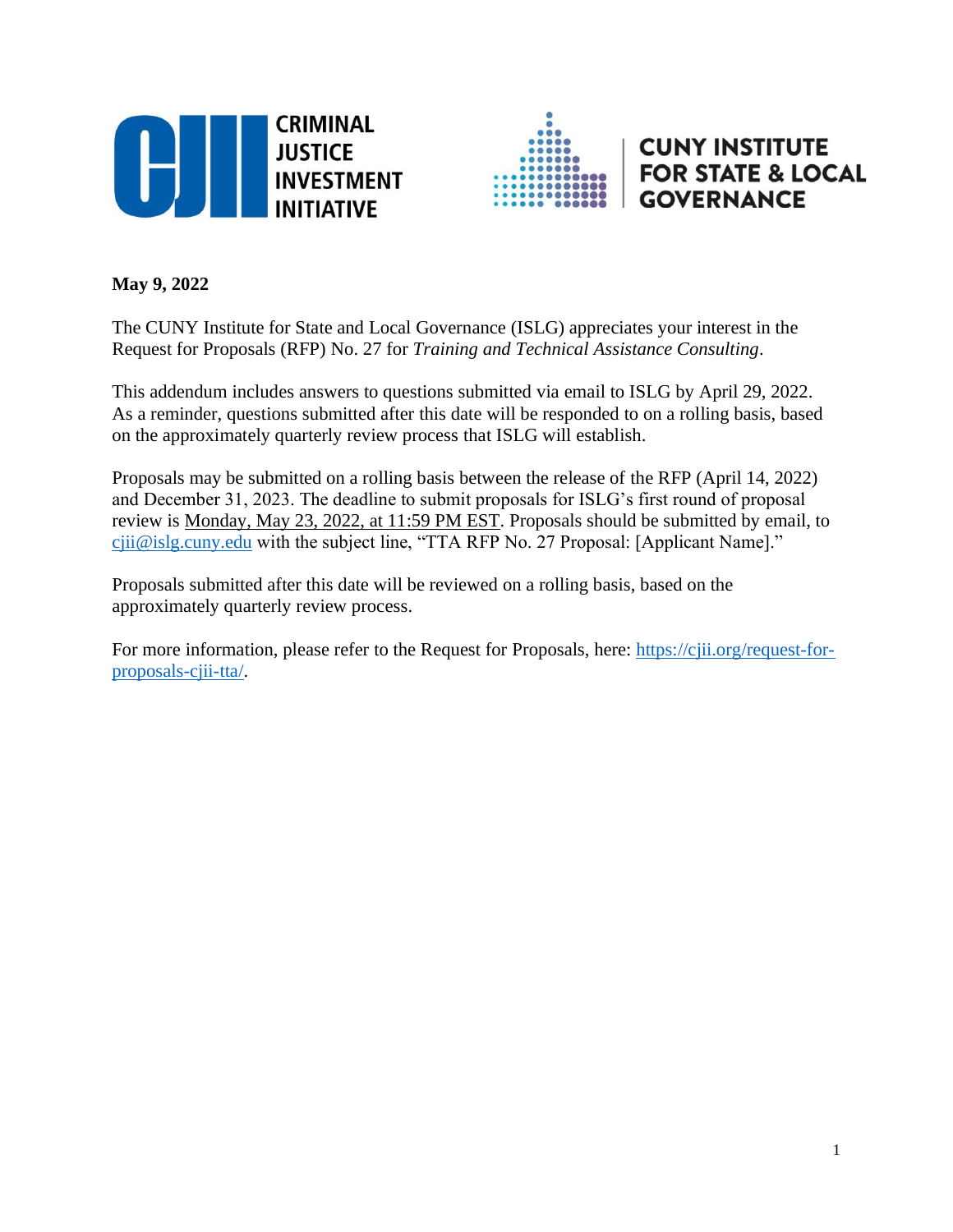CRIMINAL JUSTICE INVESTMENT INITIATIVE

CUNY INSTITUTE FOR STATE & LOCAL GOVERNANCE

**May 9, 2022**

The CUNY Institute for State and Local Governance (ISLG) appreciates your interest in the Request for Proposals (RFP) No. 27 for *Training and Technical Assistance Consulting*.

This addendum includes answers to questions submitted via email to ISLG by April 29, 2022. As a reminder, questions submitted after this date will be responded to on a rolling basis, based on the approximately quarterly review process that ISLG will establish.

Proposals may be submitted on a rolling basis between the release of the RFP (April 14, 2022) and December 31, 2023. The deadline to submit proposals for ISLG's first round of proposal review is Monday, May 23, 2022, at 11:59 PM EST. Proposals should be submitted by email, to cjii@islg.cuny.edu with the subject line, "TTA RFP No. 27 Proposal: [Applicant Name]."

Proposals submitted after this date will be reviewed on a rolling basis, based on the approximately quarterly review process.

For more information, please refer to the Request for Proposals, here: https://cjii.org/request-for-proposals-cjii-tta/.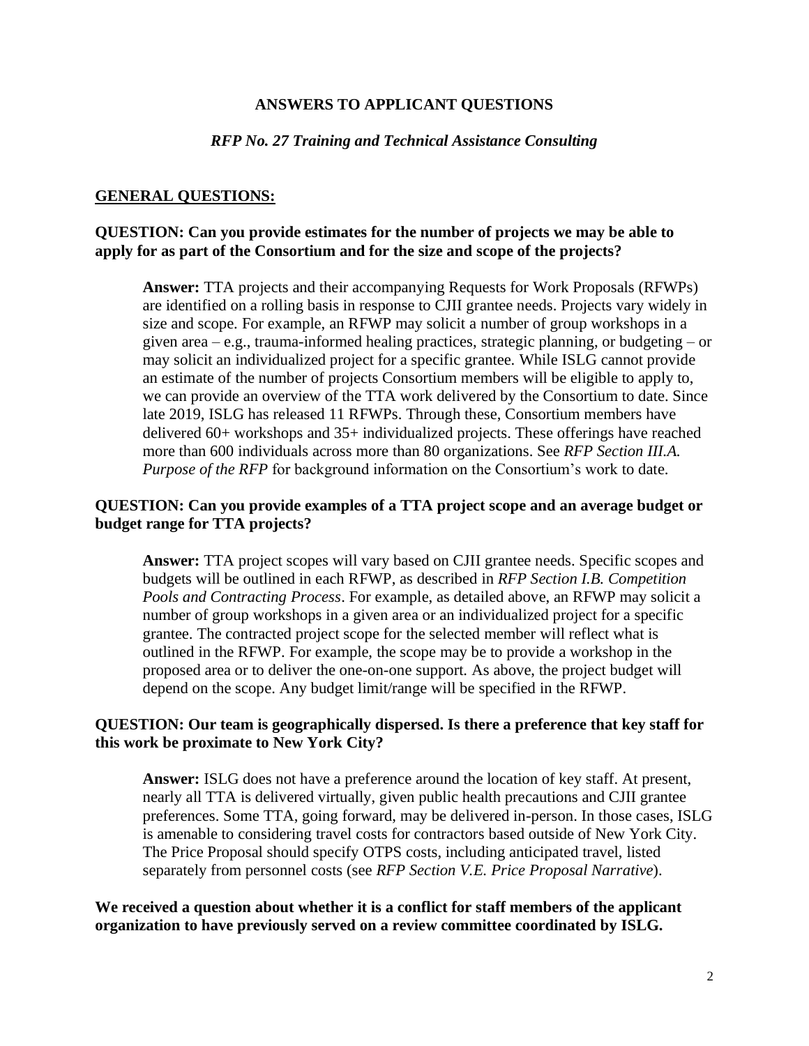**ANSWERS TO APPLICANT QUESTIONS**

***RFP No. 27 Training and Technical Assistance Consulting***

**GENERAL QUESTIONS:**

**QUESTION: Can you provide estimates for the number of projects we may be able to apply for as part of the Consortium and for the size and scope of the projects?**

> **Answer:** TTA projects and their accompanying Requests for Work Proposals (RFWPs) are identified on a rolling basis in response to CJII grantee needs. Projects vary widely in size and scope. For example, an RFWP may solicit a number of group workshops in a given area – e.g., trauma-informed healing practices, strategic planning, or budgeting – or may solicit an individualized project for a specific grantee. While ISLG cannot provide an estimate of the number of projects Consortium members will be eligible to apply to, we can provide an overview of the TTA work delivered by the Consortium to date. Since late 2019, ISLG has released 11 RFWPs. Through these, Consortium members have delivered 60+ workshops and 35+ individualized projects. These offerings have reached more than 600 individuals across more than 80 organizations. See *RFP Section III.A. Purpose of the RFP* for background information on the Consortium's work to date.

**QUESTION: Can you provide examples of a TTA project scope and an average budget or budget range for TTA projects?**

> **Answer:** TTA project scopes will vary based on CJII grantee needs. Specific scopes and budgets will be outlined in each RFWP, as described in *RFP Section I.B. Competition Pools and Contracting Process*. For example, as detailed above, an RFWP may solicit a number of group workshops in a given area or an individualized project for a specific grantee. The contracted project scope for the selected member will reflect what is outlined in the RFWP. For example, the scope may be to provide a workshop in the proposed area or to deliver the one-on-one support. As above, the project budget will depend on the scope. Any budget limit/range will be specified in the RFWP.

**QUESTION: Our team is geographically dispersed. Is there a preference that key staff for this work be proximate to New York City?**

> **Answer:** ISLG does not have a preference around the location of key staff. At present, nearly all TTA is delivered virtually, given public health precautions and CJII grantee preferences. Some TTA, going forward, may be delivered in-person. In those cases, ISLG is amenable to considering travel costs for contractors based outside of New York City. The Price Proposal should specify OTPS costs, including anticipated travel, listed separately from personnel costs (see *RFP Section V.E. Price Proposal Narrative*).

**We received a question about whether it is a conflict for staff members of the applicant organization to have previously served on a review committee coordinated by ISLG.**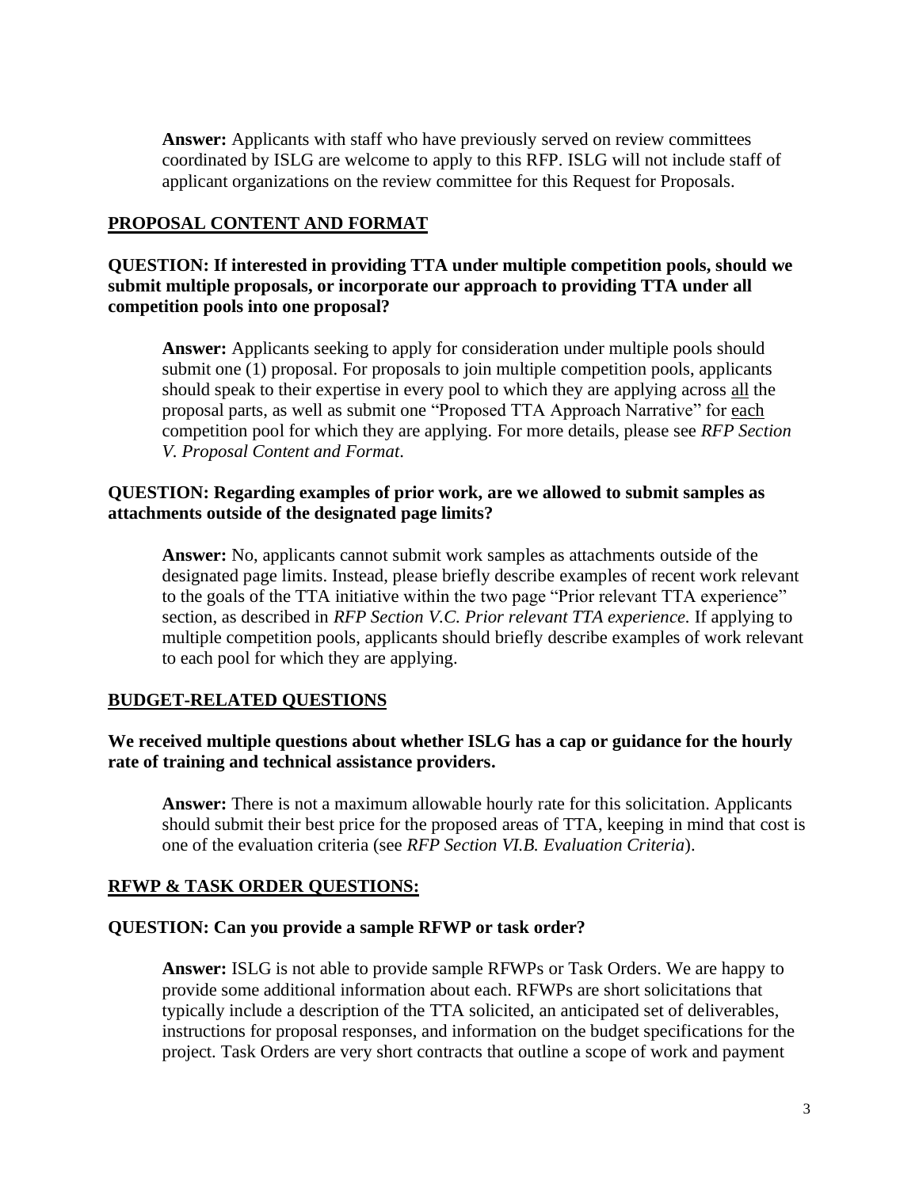**Answer:** Applicants with staff who have previously served on review committees coordinated by ISLG are welcome to apply to this RFP. ISLG will not include staff of applicant organizations on the review committee for this Request for Proposals.

## PROPOSAL CONTENT AND FORMAT

**QUESTION: If interested in providing TTA under multiple competition pools, should we submit multiple proposals, or incorporate our approach to providing TTA under all competition pools into one proposal?**

**Answer:** Applicants seeking to apply for consideration under multiple pools should submit one (1) proposal. For proposals to join multiple competition pools, applicants should speak to their expertise in every pool to which they are applying across all the proposal parts, as well as submit one "Proposed TTA Approach Narrative" for each competition pool for which they are applying. For more details, please see *RFP Section V. Proposal Content and Format*.

**QUESTION: Regarding examples of prior work, are we allowed to submit samples as attachments outside of the designated page limits?**

**Answer:** No, applicants cannot submit work samples as attachments outside of the designated page limits. Instead, please briefly describe examples of recent work relevant to the goals of the TTA initiative within the two page "Prior relevant TTA experience" section, as described in *RFP Section V.C. Prior relevant TTA experience.* If applying to multiple competition pools, applicants should briefly describe examples of work relevant to each pool for which they are applying.

## BUDGET-RELATED QUESTIONS

**We received multiple questions about whether ISLG has a cap or guidance for the hourly rate of training and technical assistance providers.**

**Answer:** There is not a maximum allowable hourly rate for this solicitation. Applicants should submit their best price for the proposed areas of TTA, keeping in mind that cost is one of the evaluation criteria (see *RFP Section VI.B. Evaluation Criteria*).

## RFWP & TASK ORDER QUESTIONS:

**QUESTION: Can you provide a sample RFWP or task order?**

**Answer:** ISLG is not able to provide sample RFWPs or Task Orders. We are happy to provide some additional information about each. RFWPs are short solicitations that typically include a description of the TTA solicited, an anticipated set of deliverables, instructions for proposal responses, and information on the budget specifications for the project. Task Orders are very short contracts that outline a scope of work and payment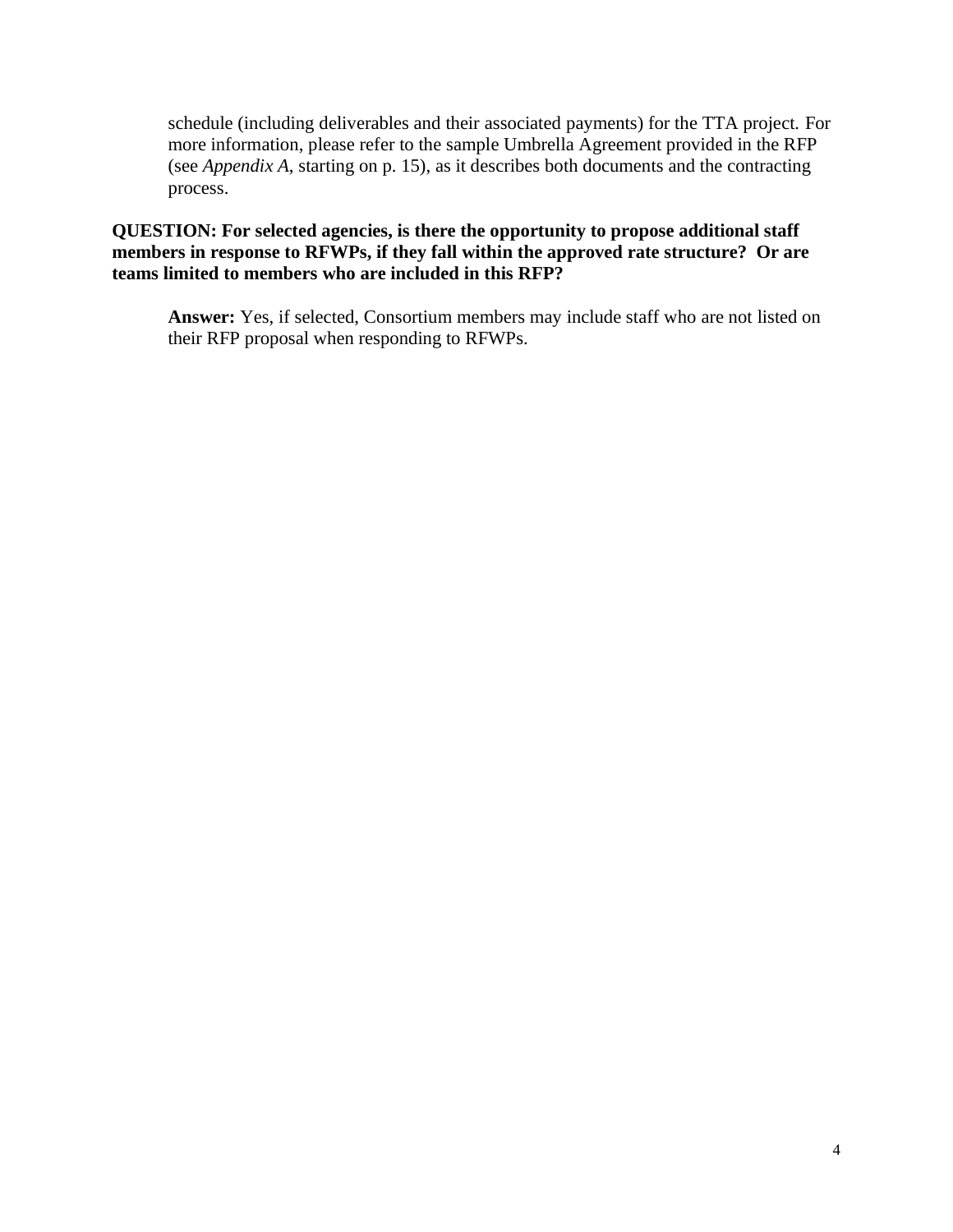schedule (including deliverables and their associated payments) for the TTA project. For more information, please refer to the sample Umbrella Agreement provided in the RFP (see *Appendix A*, starting on p. 15), as it describes both documents and the contracting process.

**QUESTION: For selected agencies, is there the opportunity to propose additional staff members in response to RFWPs, if they fall within the approved rate structure? Or are teams limited to members who are included in this RFP?**

**Answer:** Yes, if selected, Consortium members may include staff who are not listed on their RFP proposal when responding to RFWPs.